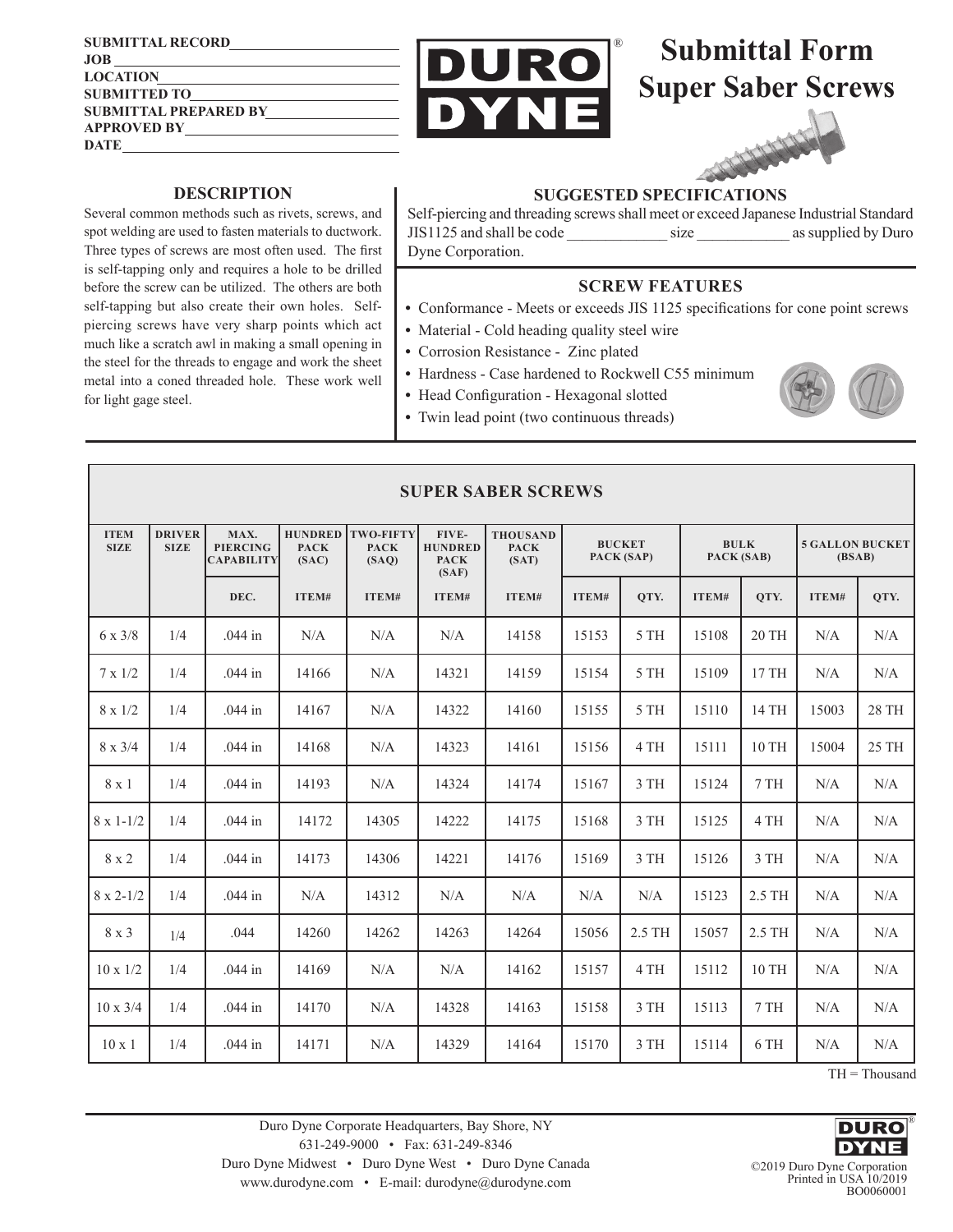SUBMITTAL RECORD\_\_\_\_\_\_\_\_\_\_\_\_\_\_\_\_\_\_\_\_
JOB\_\_\_\_\_\_\_\_\_\_\_\_\_\_\_\_\_\_\_\_
LOCATION\_\_\_\_\_\_\_\_\_\_\_\_\_\_\_\_\_\_\_\_
SUBMITTED TO\_\_\_\_\_\_\_\_\_\_\_\_\_\_\_\_\_\_\_\_
SUBMITTAL PREPARED BY\_\_\_\_\_\_\_\_\_\_\_\_\_\_\_\_\_\_\_\_
APPROVED BY\_\_\_\_\_\_\_\_\_\_\_\_\_\_\_\_\_\_\_\_
DATE\_\_\_\_\_\_\_\_\_\_\_\_\_\_\_\_\_\_\_\_

# Submittal Form Super Saber Screws

## DESCRIPTION

Several common methods such as rivets, screws, and spot welding are used to fasten materials to ductwork. Three types of screws are most often used. The first is self-tapping only and requires a hole to be drilled before the screw can be utilized. The others are both self-tapping but also create their own holes. Self-piercing screws have very sharp points which act much like a scratch awl in making a small opening in the steel for the threads to engage and work the sheet metal into a coned threaded hole. These work well for light gage steel.

## SUGGESTED SPECIFICATIONS

Self-piercing and threading screws shall meet or exceed Japanese Industrial Standard JIS1125 and shall be code \_\_\_\_\_\_\_\_\_\_\_\_\_ size \_\_\_\_\_\_\_\_\_\_\_\_ as supplied by Duro Dyne Corporation.

## SCREW FEATURES

- Conformance - Meets or exceeds JIS 1125 specifications for cone point screws
- Material - Cold heading quality steel wire
- Corrosion Resistance - Zinc plated
- Hardness - Case hardened to Rockwell C55 minimum
- Head Configuration - Hexagonal slotted
- Twin lead point (two continuous threads)

## SUPER SABER SCREWS

| ITEM SIZE | DRIVER SIZE | MAX. PIERCING CAPABILITY | HUNDRED PACK (SAC) | TWO-FIFTY PACK (SAQ) | FIVE-HUNDRED PACK (SAF) | THOUSAND PACK (SAT) | BUCKET PACK (SAP) | | BULK PACK (SAB) | | 5 GALLON BUCKET (BSAB) | |
|---|---|---|---|---|---|---|---|---|---|---|---|---|
| | | DEC. | ITEM# | ITEM# | ITEM# | ITEM# | ITEM# | QTY. | ITEM# | QTY. | ITEM# | QTY. |
| 6 x 3/8 | 1/4 | .044 in | N/A | N/A | N/A | 14158 | 15153 | 5 TH | 15108 | 20 TH | N/A | N/A |
| 7 x 1/2 | 1/4 | .044 in | 14166 | N/A | 14321 | 14159 | 15154 | 5 TH | 15109 | 17 TH | N/A | N/A |
| 8 x 1/2 | 1/4 | .044 in | 14167 | N/A | 14322 | 14160 | 15155 | 5 TH | 15110 | 14 TH | 15003 | 28 TH |
| 8 x 3/4 | 1/4 | .044 in | 14168 | N/A | 14323 | 14161 | 15156 | 4 TH | 15111 | 10 TH | 15004 | 25 TH |
| 8 x 1 | 1/4 | .044 in | 14193 | N/A | 14324 | 14174 | 15167 | 3 TH | 15124 | 7 TH | N/A | N/A |
| 8 x 1-1/2 | 1/4 | .044 in | 14172 | 14305 | 14222 | 14175 | 15168 | 3 TH | 15125 | 4 TH | N/A | N/A |
| 8 x 2 | 1/4 | .044 in | 14173 | 14306 | 14221 | 14176 | 15169 | 3 TH | 15126 | 3 TH | N/A | N/A |
| 8 x 2-1/2 | 1/4 | .044 in | N/A | 14312 | N/A | N/A | N/A | N/A | 15123 | 2.5 TH | N/A | N/A |
| 8 x 3 | 1/4 | .044 | 14260 | 14262 | 14263 | 14264 | 15056 | 2.5 TH | 15057 | 2.5 TH | N/A | N/A |
| 10 x 1/2 | 1/4 | .044 in | 14169 | N/A | N/A | 14162 | 15157 | 4 TH | 15112 | 10 TH | N/A | N/A |
| 10 x 3/4 | 1/4 | .044 in | 14170 | N/A | 14328 | 14163 | 15158 | 3 TH | 15113 | 7 TH | N/A | N/A |
| 10 x 1 | 1/4 | .044 in | 14171 | N/A | 14329 | 14164 | 15170 | 3 TH | 15114 | 6 TH | N/A | N/A |

TH = Thousand

Duro Dyne Corporate Headquarters, Bay Shore, NY
631-249-9000 • Fax: 631-249-8346
Duro Dyne Midwest • Duro Dyne West • Duro Dyne Canada
www.durodyne.com • E-mail: durodyne@durodyne.com

©2019 Duro Dyne Corporation
Printed in USA 10/2019
BO0060001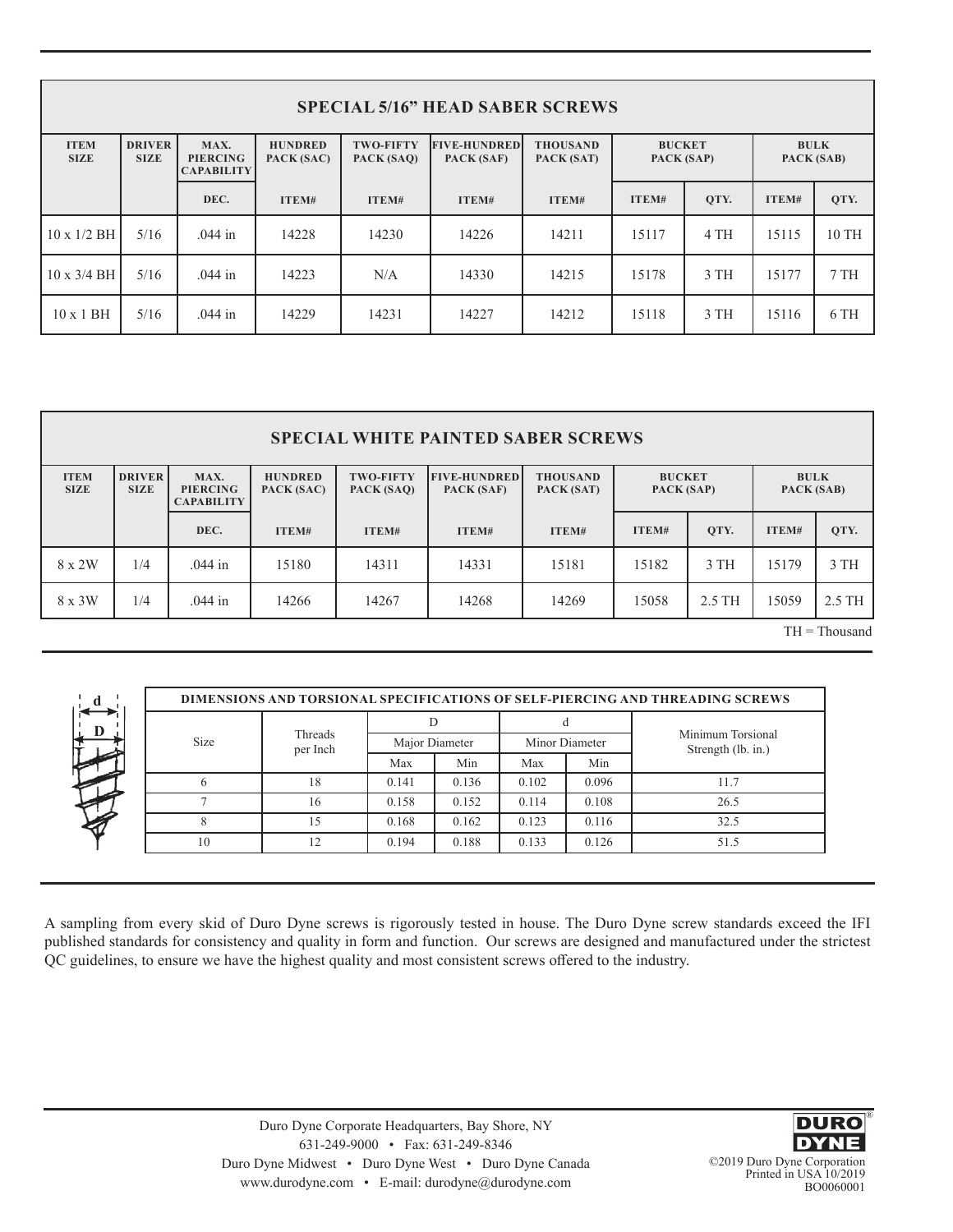## SPECIAL 5/16" HEAD SABER SCREWS

| ITEM SIZE | DRIVER SIZE | MAX. PIERCING CAPABILITY | HUNDRED PACK (SAC) | TWO-FIFTY PACK (SAQ) | FIVE-HUNDRED PACK (SAF) | THOUSAND PACK (SAT) | BUCKET PACK (SAP) | | BULK PACK (SAB) | |
|---|---|---|---|---|---|---|---|---|---|---|
| | | DEC. | ITEM# | ITEM# | ITEM# | ITEM# | ITEM# | QTY. | ITEM# | QTY. |
| 10 x 1/2 BH | 5/16 | .044 in | 14228 | 14230 | 14226 | 14211 | 15117 | 4 TH | 15115 | 10 TH |
| 10 x 3/4 BH | 5/16 | .044 in | 14223 | N/A | 14330 | 14215 | 15178 | 3 TH | 15177 | 7 TH |
| 10 x 1 BH | 5/16 | .044 in | 14229 | 14231 | 14227 | 14212 | 15118 | 3 TH | 15116 | 6 TH |

## SPECIAL WHITE PAINTED SABER SCREWS

| ITEM SIZE | DRIVER SIZE | MAX. PIERCING CAPABILITY | HUNDRED PACK (SAC) | TWO-FIFTY PACK (SAQ) | FIVE-HUNDRED PACK (SAF) | THOUSAND PACK (SAT) | BUCKET PACK (SAP) | | BULK PACK (SAB) | |
|---|---|---|---|---|---|---|---|---|---|---|
| | | DEC. | ITEM# | ITEM# | ITEM# | ITEM# | ITEM# | QTY. | ITEM# | QTY. |
| 8 x 2W | 1/4 | .044 in | 15180 | 14311 | 14331 | 15181 | 15182 | 3 TH | 15179 | 3 TH |
| 8 x 3W | 1/4 | .044 in | 14266 | 14267 | 14268 | 14269 | 15058 | 2.5 TH | 15059 | 2.5 TH |

TH = Thousand

d

D

| DIMENSIONS AND TORSIONAL SPECIFICATIONS OF SELF-PIERCING AND THREADING SCREWS | | | | | | |
|---|---|---|---|---|---|---|
| Size | Threads per Inch | D | | d | | Minimum Torsional Strength (lb. in.) |
| | | Major Diameter | | Minor Diameter | | |
| | | Max | Min | Max | Min | |
| 6 | 18 | 0.141 | 0.136 | 0.102 | 0.096 | 11.7 |
| 7 | 16 | 0.158 | 0.152 | 0.114 | 0.108 | 26.5 |
| 8 | 15 | 0.168 | 0.162 | 0.123 | 0.116 | 32.5 |
| 10 | 12 | 0.194 | 0.188 | 0.133 | 0.126 | 51.5 |

A sampling from every skid of Duro Dyne screws is rigorously tested in house. The Duro Dyne screw standards exceed the IFI published standards for consistency and quality in form and function. Our screws are designed and manufactured under the strictest QC guidelines, to ensure we have the highest quality and most consistent screws offered to the industry.

Duro Dyne Corporate Headquarters, Bay Shore, NY
631-249-9000 • Fax: 631-249-8346
Duro Dyne Midwest • Duro Dyne West • Duro Dyne Canada
www.durodyne.com • E-mail: durodyne@durodyne.com

DURO DYNE®

©2019 Duro Dyne Corporation
Printed in USA 10/2019
BO0060001